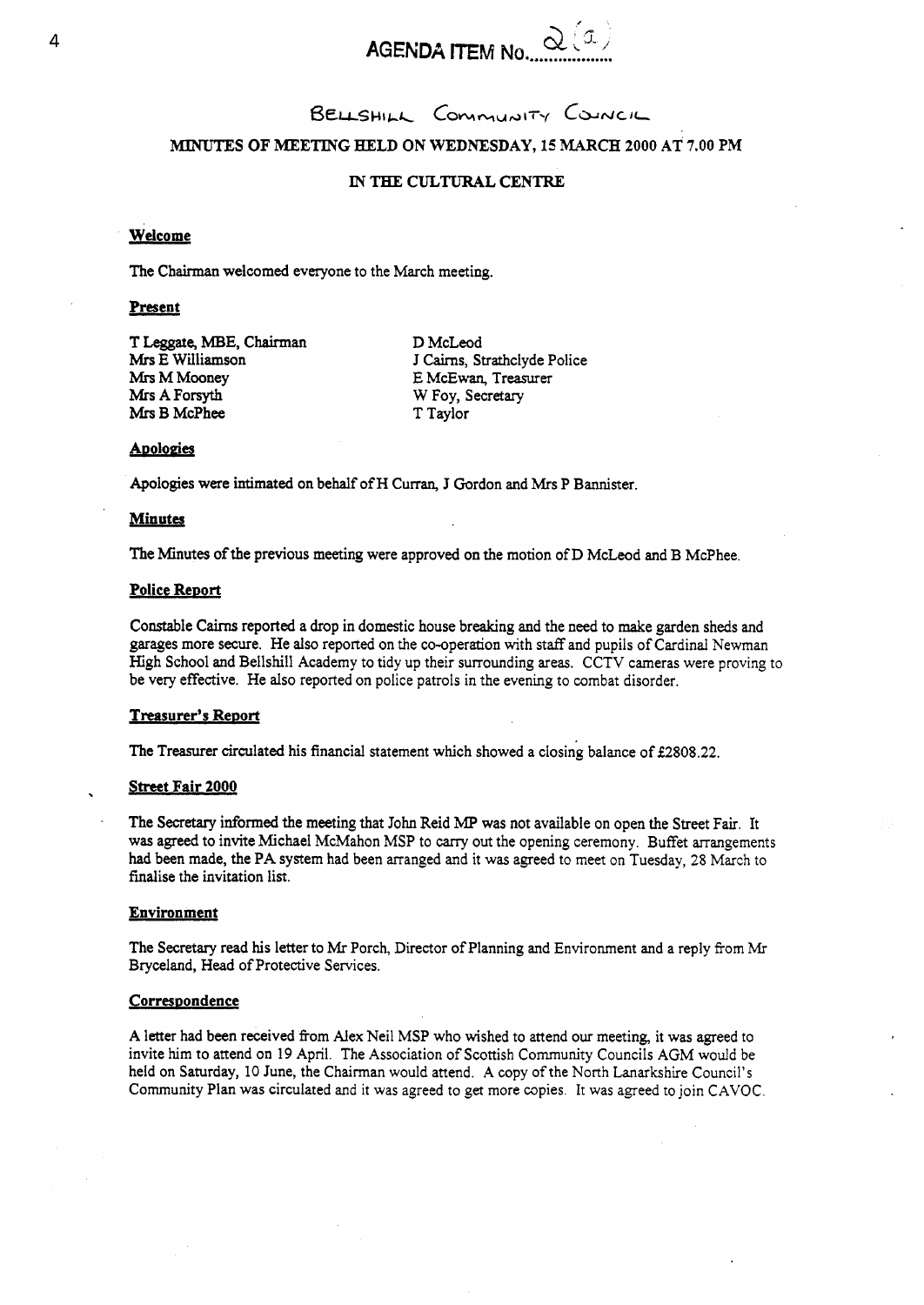**AGENDA ITEM No. 2(a)**

# BELLSHILL COMMUNITY COUNCIL

## MINUTES OF MEETING HELD ON WEDNESDAY, 15 MARCH 2000 AT 7.00 PM

## IN THE CULTURAL CENTRE

**Welcome**

The Chairman welcomed everyone to the March meeting.

**Present**

T Leggate, MBE, Chairman
Mrs E Williamson
Mrs M Mooney
Mrs A Forsyth
Mrs B McPhee
D McLeod
J Cairns, Strathclyde Police
E McEwan, Treasurer
W Foy, Secretary
T Taylor

**Apologies**

Apologies were intimated on behalf of H Curran, J Gordon and Mrs P Bannister.

**Minutes**

The Minutes of the previous meeting were approved on the motion of D McLeod and B McPhee.

**Police Report**

Constable Cairns reported a drop in domestic house breaking and the need to make garden sheds and garages more secure. He also reported on the co-operation with staff and pupils of Cardinal Newman High School and Bellshill Academy to tidy up their surrounding areas. CCTV cameras were proving to be very effective. He also reported on police patrols in the evening to combat disorder.

**Treasurer's Report**

The Treasurer circulated his financial statement which showed a closing balance of £2808.22.

**Street Fair 2000**

The Secretary informed the meeting that John Reid MP was not available on open the Street Fair. It was agreed to invite Michael McMahon MSP to carry out the opening ceremony. Buffet arrangements had been made, the PA system had been arranged and it was agreed to meet on Tuesday, 28 March to finalise the invitation list.

**Environment**

The Secretary read his letter to Mr Porch, Director of Planning and Environment and a reply from Mr Bryceland, Head of Protective Services.

**Correspondence**

A letter had been received from Alex Neil MSP who wished to attend our meeting, it was agreed to invite him to attend on 19 April. The Association of Scottish Community Councils AGM would be held on Saturday, 10 June, the Chairman would attend. A copy of the North Lanarkshire Council's Community Plan was circulated and it was agreed to get more copies. It was agreed to join CAVOC.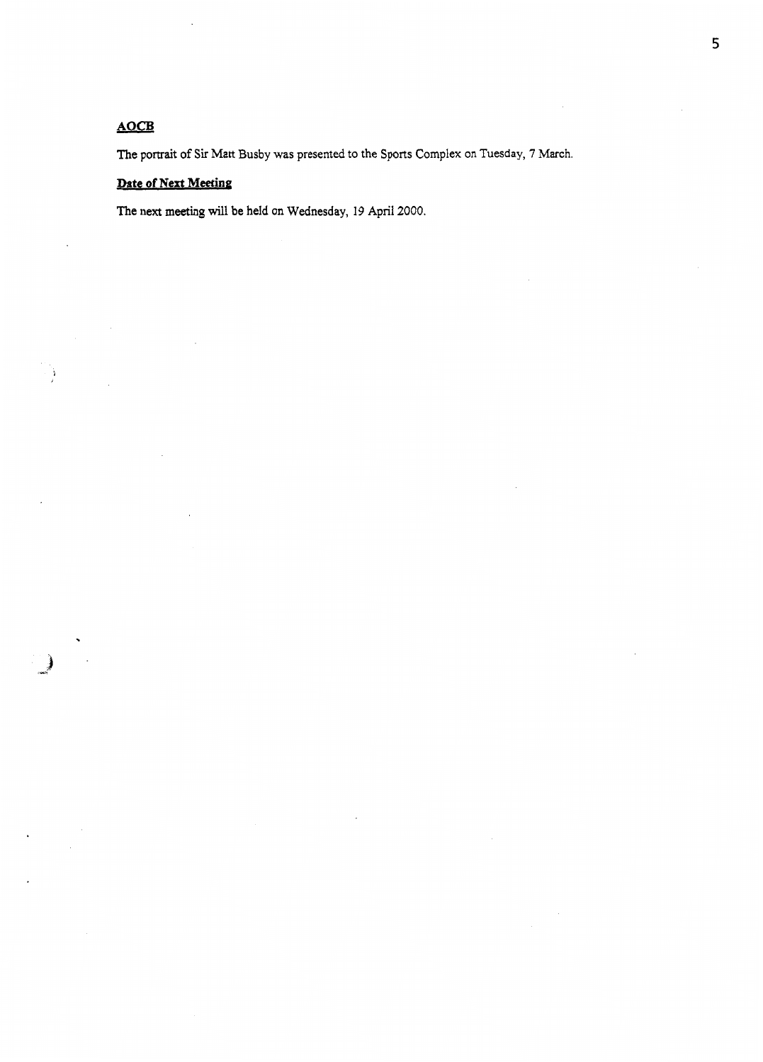**AOCB**

The portrait of Sir Matt Busby was presented to the Sports Complex on Tuesday, 7 March.

**Date of Next Meeting**

The next meeting will be held on Wednesday, 19 April 2000.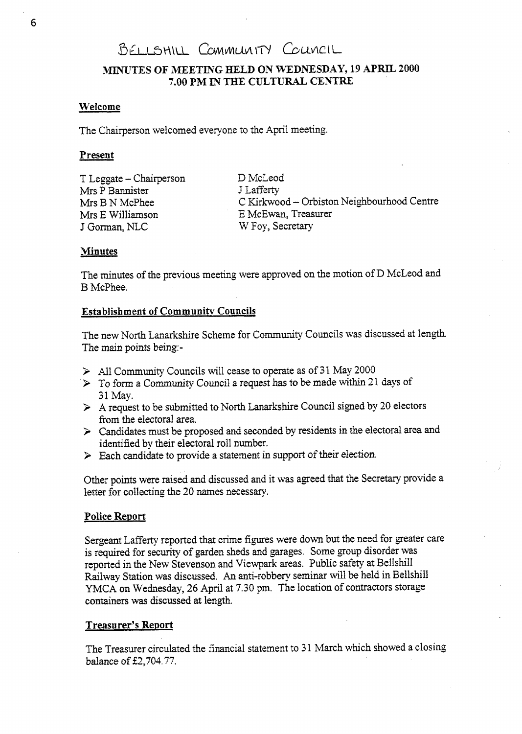# BELLSHILL COMMUNITY COUNCIL

## MINUTES OF MEETING HELD ON WEDNESDAY, 19 APRIL 2000 7.00 PM IN THE CULTURAL CENTRE

### Welcome

The Chairperson welcomed everyone to the April meeting.

### Present

T Leggate – Chairperson
Mrs P Bannister
Mrs B N McPhee
Mrs E Williamson
J Gorman, NLC
D McLeod
J Lafferty
C Kirkwood – Orbiston Neighbourhood Centre
E McEwan, Treasurer
W Foy, Secretary

### Minutes

The minutes of the previous meeting were approved on the motion of D McLeod and B McPhee.

### Establishment of Community Councils

The new North Lanarkshire Scheme for Community Councils was discussed at length. The main points being:-

- All Community Councils will cease to operate as of 31 May 2000
- To form a Community Council a request has to be made within 21 days of 31 May.
- A request to be submitted to North Lanarkshire Council signed by 20 electors from the electoral area.
- Candidates must be proposed and seconded by residents in the electoral area and identified by their electoral roll number.
- Each candidate to provide a statement in support of their election.

Other points were raised and discussed and it was agreed that the Secretary provide a letter for collecting the 20 names necessary.

### Police Report

Sergeant Lafferty reported that crime figures were down but the need for greater care is required for security of garden sheds and garages. Some group disorder was reported in the New Stevenson and Viewpark areas. Public safety at Bellshill Railway Station was discussed. An anti-robbery seminar will be held in Bellshill YMCA on Wednesday, 26 April at 7.30 pm. The location of contractors storage containers was discussed at length.

### Treasurer's Report

The Treasurer circulated the financial statement to 31 March which showed a closing balance of £2,704.77.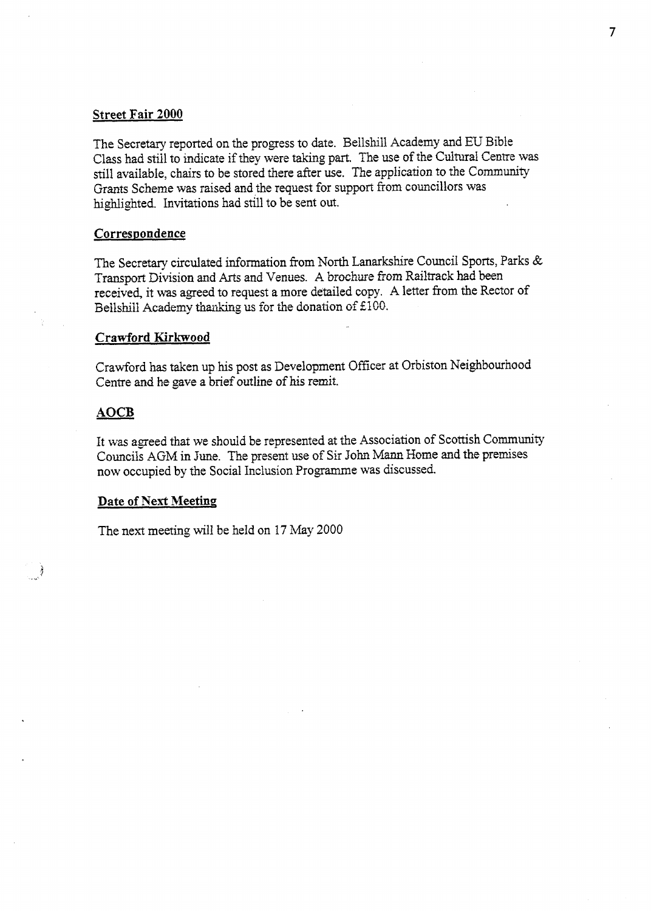### Street Fair 2000

The Secretary reported on the progress to date. Bellshill Academy and EU Bible Class had still to indicate if they were taking part. The use of the Cultural Centre was still available, chairs to be stored there after use. The application to the Community Grants Scheme was raised and the request for support from councillors was highlighted. Invitations had still to be sent out.

### Correspondence

The Secretary circulated information from North Lanarkshire Council Sports, Parks & Transport Division and Arts and Venues. A brochure from Railtrack had been received, it was agreed to request a more detailed copy. A letter from the Rector of Bellshill Academy thanking us for the donation of £100.

### Crawford Kirkwood

Crawford has taken up his post as Development Officer at Orbiston Neighbourhood Centre and he gave a brief outline of his remit.

### AOCB

It was agreed that we should be represented at the Association of Scottish Community Councils AGM in June. The present use of Sir John Mann Home and the premises now occupied by the Social Inclusion Programme was discussed.

### Date of Next Meeting

The next meeting will be held on 17 May 2000